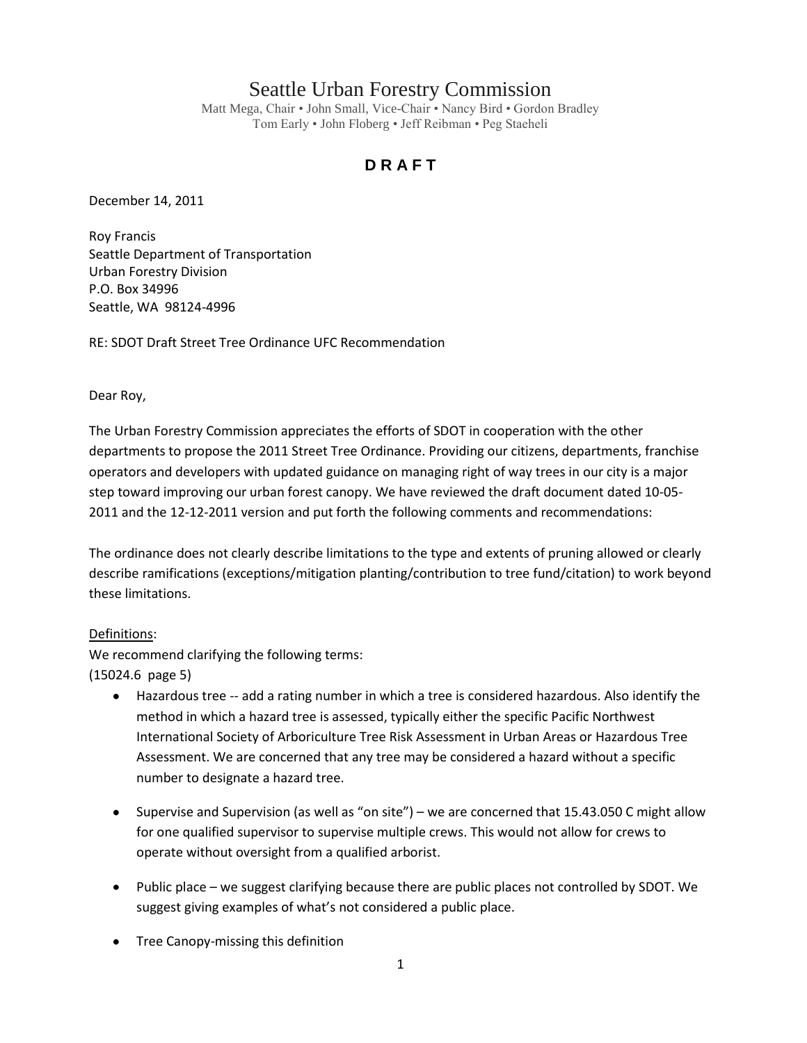# Seattle Urban Forestry Commission

Matt Mega, Chair • John Small, Vice-Chair • Nancy Bird • Gordon Bradley
Tom Early • John Floberg • Jeff Reibman • Peg Staeheli

## D R A F T

December 14, 2011

Roy Francis
Seattle Department of Transportation
Urban Forestry Division
P.O. Box 34996
Seattle, WA 98124-4996

RE: SDOT Draft Street Tree Ordinance UFC Recommendation

Dear Roy,

The Urban Forestry Commission appreciates the efforts of SDOT in cooperation with the other departments to propose the 2011 Street Tree Ordinance. Providing our citizens, departments, franchise operators and developers with updated guidance on managing right of way trees in our city is a major step toward improving our urban forest canopy. We have reviewed the draft document dated 10-05-2011 and the 12-12-2011 version and put forth the following comments and recommendations:

The ordinance does not clearly describe limitations to the type and extents of pruning allowed or clearly describe ramifications (exceptions/mitigation planting/contribution to tree fund/citation) to work beyond these limitations.

<u>Definitions</u>:

We recommend clarifying the following terms:

(15024.6 page 5)

- Hazardous tree -- add a rating number in which a tree is considered hazardous. Also identify the method in which a hazard tree is assessed, typically either the specific Pacific Northwest International Society of Arboriculture Tree Risk Assessment in Urban Areas or Hazardous Tree Assessment. We are concerned that any tree may be considered a hazard without a specific number to designate a hazard tree.

- Supervise and Supervision (as well as "on site") – we are concerned that 15.43.050 C might allow for one qualified supervisor to supervise multiple crews. This would not allow for crews to operate without oversight from a qualified arborist.

- Public place – we suggest clarifying because there are public places not controlled by SDOT. We suggest giving examples of what's not considered a public place.

- Tree Canopy-missing this definition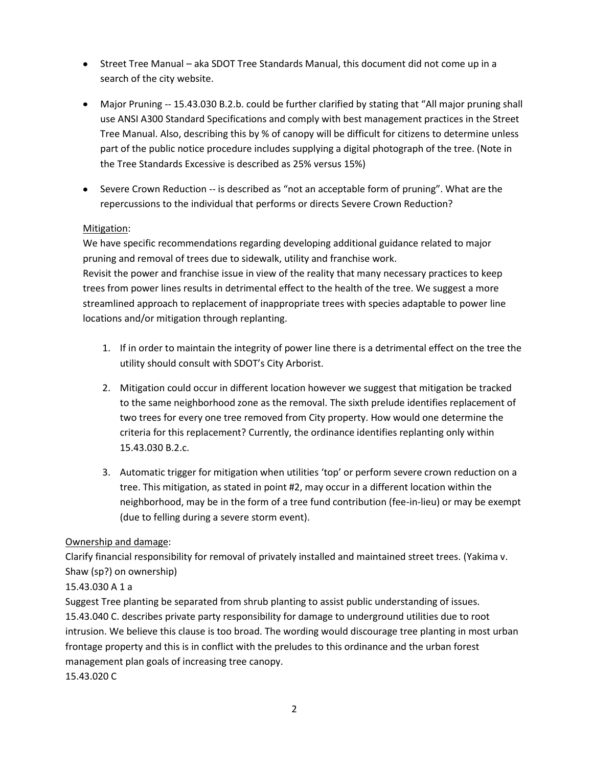- Street Tree Manual – aka SDOT Tree Standards Manual, this document did not come up in a search of the city website.

- Major Pruning -- 15.43.030 B.2.b. could be further clarified by stating that "All major pruning shall use ANSI A300 Standard Specifications and comply with best management practices in the Street Tree Manual. Also, describing this by % of canopy will be difficult for citizens to determine unless part of the public notice procedure includes supplying a digital photograph of the tree. (Note in the Tree Standards Excessive is described as 25% versus 15%)

- Severe Crown Reduction -- is described as "not an acceptable form of pruning". What are the repercussions to the individual that performs or directs Severe Crown Reduction?

<u>Mitigation</u>:

We have specific recommendations regarding developing additional guidance related to major pruning and removal of trees due to sidewalk, utility and franchise work.

Revisit the power and franchise issue in view of the reality that many necessary practices to keep trees from power lines results in detrimental effect to the health of the tree. We suggest a more streamlined approach to replacement of inappropriate trees with species adaptable to power line locations and/or mitigation through replanting.

1. If in order to maintain the integrity of power line there is a detrimental effect on the tree the utility should consult with SDOT's City Arborist.

2. Mitigation could occur in different location however we suggest that mitigation be tracked to the same neighborhood zone as the removal. The sixth prelude identifies replacement of two trees for every one tree removed from City property. How would one determine the criteria for this replacement? Currently, the ordinance identifies replanting only within 15.43.030 B.2.c.

3. Automatic trigger for mitigation when utilities 'top' or perform severe crown reduction on a tree. This mitigation, as stated in point #2, may occur in a different location within the neighborhood, may be in the form of a tree fund contribution (fee-in-lieu) or may be exempt (due to felling during a severe storm event).

<u>Ownership and damage</u>:

Clarify financial responsibility for removal of privately installed and maintained street trees. (Yakima v. Shaw (sp?) on ownership)

15.43.030 A 1 a

Suggest Tree planting be separated from shrub planting to assist public understanding of issues.

15.43.040 C. describes private party responsibility for damage to underground utilities due to root intrusion. We believe this clause is too broad. The wording would discourage tree planting in most urban frontage property and this is in conflict with the preludes to this ordinance and the urban forest management plan goals of increasing tree canopy.

15.43.020 C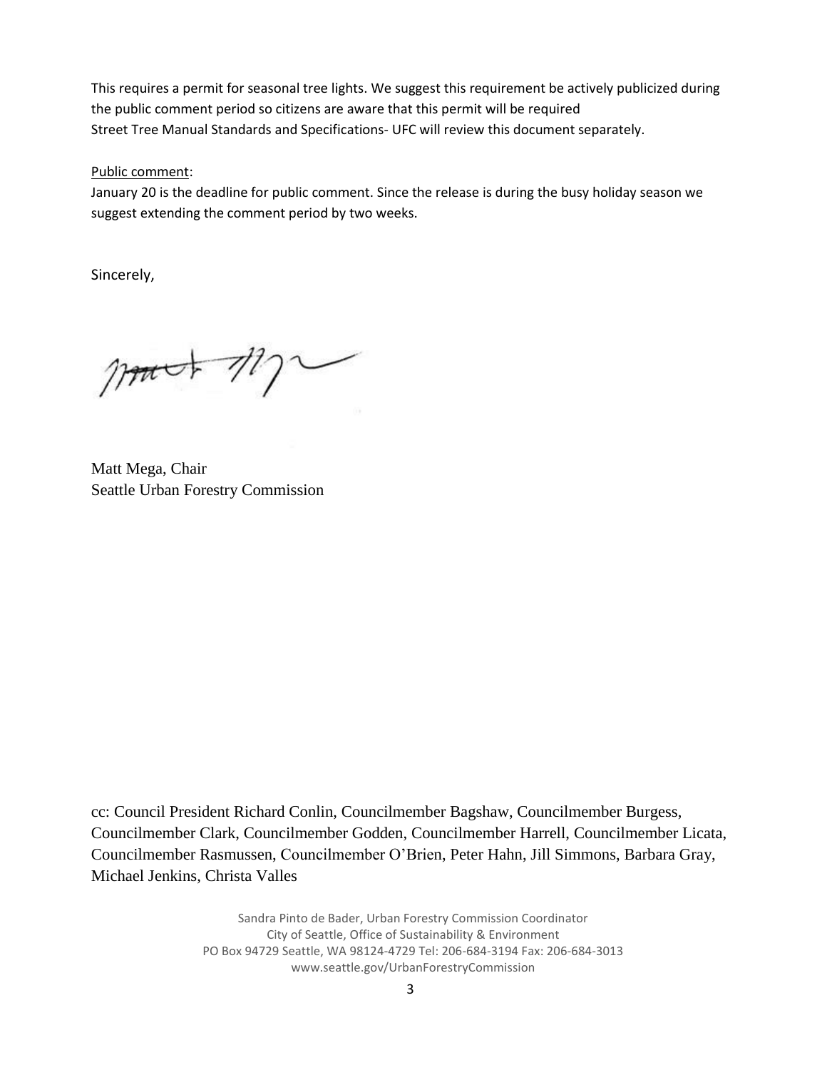This requires a permit for seasonal tree lights. We suggest this requirement be actively publicized during the public comment period so citizens are aware that this permit will be required
Street Tree Manual Standards and Specifications- UFC will review this document separately.

Public comment:
January 20 is the deadline for public comment. Since the release is during the busy holiday season we suggest extending the comment period by two weeks.

Sincerely,

Matt Mega, Chair
Seattle Urban Forestry Commission

cc: Council President Richard Conlin, Councilmember Bagshaw, Councilmember Burgess, Councilmember Clark, Councilmember Godden, Councilmember Harrell, Councilmember Licata, Councilmember Rasmussen, Councilmember O'Brien, Peter Hahn, Jill Simmons, Barbara Gray, Michael Jenkins, Christa Valles

Sandra Pinto de Bader, Urban Forestry Commission Coordinator
City of Seattle, Office of Sustainability & Environment
PO Box 94729 Seattle, WA 98124-4729 Tel: 206-684-3194 Fax: 206-684-3013
www.seattle.gov/UrbanForestryCommission